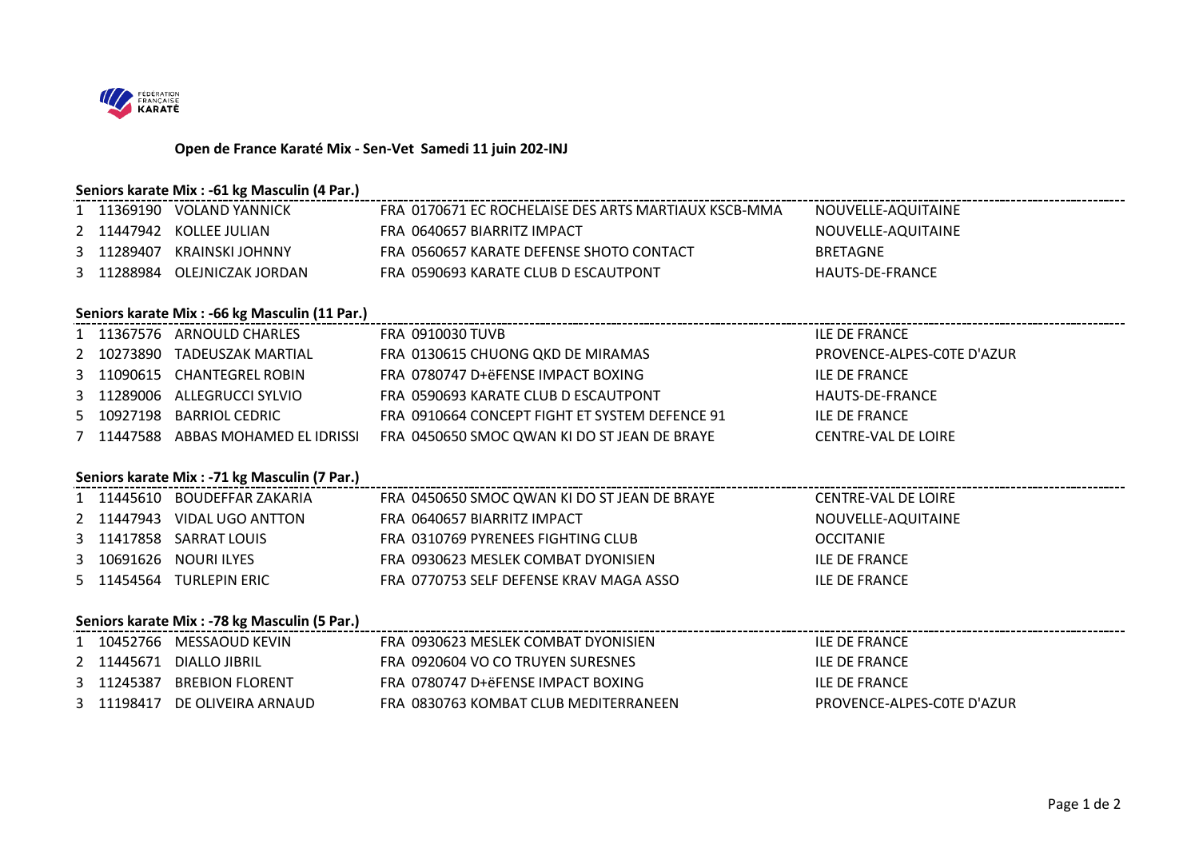# Open de France Karaté Mix - Sen-Vet Samedi 11 juin 202-INJ

## Seniors karate Mix : -61 kg Masculin (4 Par.)

| | | | | |
|---|---|---|---|---|
| 1 | 11369190 | VOLAND YANNICK | FRA 0170671 EC ROCHELAISE DES ARTS MARTIAUX KSCB-MMA | NOUVELLE-AQUITAINE |
| 2 | 11447942 | KOLLEE JULIAN | FRA 0640657 BIARRITZ IMPACT | NOUVELLE-AQUITAINE |
| 3 | 11289407 | KRAINSKI JOHNNY | FRA 0560657 KARATE DEFENSE SHOTO CONTACT | BRETAGNE |
| 3 | 11288984 | OLEJNICZAK JORDAN | FRA 0590693 KARATE CLUB D ESCAUTPONT | HAUTS-DE-FRANCE |

## Seniors karate Mix : -66 kg Masculin (11 Par.)

| | | | | |
|---|---|---|---|---|
| 1 | 11367576 | ARNOULD CHARLES | FRA 0910030 TUVB | ILE DE FRANCE |
| 2 | 10273890 | TADEUSZAK MARTIAL | FRA 0130615 CHUONG QKD DE MIRAMAS | PROVENCE-ALPES-C0TE D'AZUR |
| 3 | 11090615 | CHANTEGREL ROBIN | FRA 0780747 D+ëFENSE IMPACT BOXING | ILE DE FRANCE |
| 3 | 11289006 | ALLEGRUCCI SYLVIO | FRA 0590693 KARATE CLUB D ESCAUTPONT | HAUTS-DE-FRANCE |
| 5 | 10927198 | BARRIOL CEDRIC | FRA 0910664 CONCEPT FIGHT ET SYSTEM DEFENCE 91 | ILE DE FRANCE |
| 7 | 11447588 | ABBAS MOHAMED EL IDRISSI | FRA 0450650 SMOC QWAN KI DO ST JEAN DE BRAYE | CENTRE-VAL DE LOIRE |

## Seniors karate Mix : -71 kg Masculin (7 Par.)

| | | | | |
|---|---|---|---|---|
| 1 | 11445610 | BOUDEFFAR ZAKARIA | FRA 0450650 SMOC QWAN KI DO ST JEAN DE BRAYE | CENTRE-VAL DE LOIRE |
| 2 | 11447943 | VIDAL UGO ANTTON | FRA 0640657 BIARRITZ IMPACT | NOUVELLE-AQUITAINE |
| 3 | 11417858 | SARRAT LOUIS | FRA 0310769 PYRENEES FIGHTING CLUB | OCCITANIE |
| 3 | 10691626 | NOURI ILYES | FRA 0930623 MESLEK COMBAT DYONISIEN | ILE DE FRANCE |
| 5 | 11454564 | TURLEPIN ERIC | FRA 0770753 SELF DEFENSE KRAV MAGA ASSO | ILE DE FRANCE |

## Seniors karate Mix : -78 kg Masculin (5 Par.)

| | | | | |
|---|---|---|---|---|
| 1 | 10452766 | MESSAOUD KEVIN | FRA 0930623 MESLEK COMBAT DYONISIEN | ILE DE FRANCE |
| 2 | 11445671 | DIALLO JIBRIL | FRA 0920604 VO CO TRUYEN SURESNES | ILE DE FRANCE |
| 3 | 11245387 | BREBION FLORENT | FRA 0780747 D+ëFENSE IMPACT BOXING | ILE DE FRANCE |
| 3 | 11198417 | DE OLIVEIRA ARNAUD | FRA 0830763 KOMBAT CLUB MEDITERRANEEN | PROVENCE-ALPES-C0TE D'AZUR |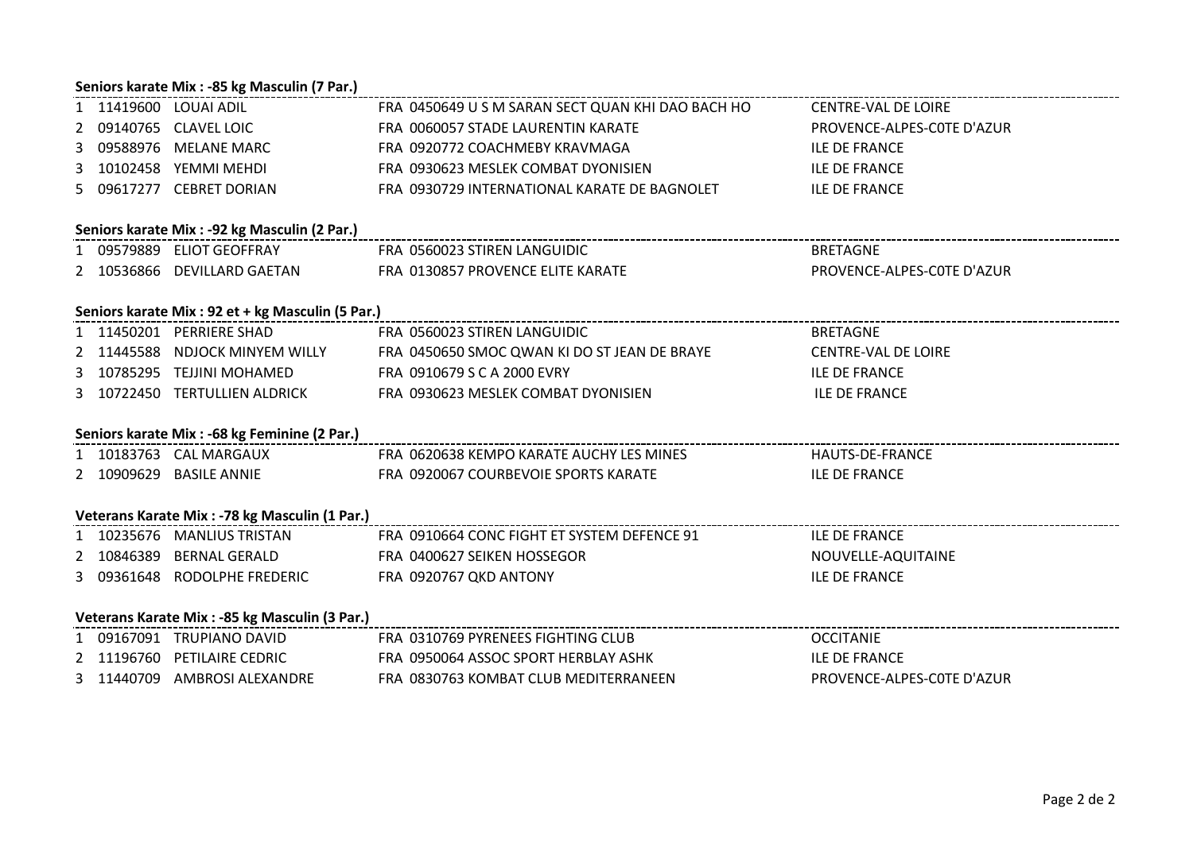### Seniors karate Mix : -85 kg Masculin (7 Par.)

| Rang | Licence | Nom | Club | Région |
|---|---|---|---|---|
| 1 | 11419600 | LOUAI ADIL | FRA 0450649 U S M SARAN SECT QUAN KHI DAO BACH HO | CENTRE-VAL DE LOIRE |
| 2 | 09140765 | CLAVEL LOIC | FRA 0060057 STADE LAURENTIN KARATE | PROVENCE-ALPES-C0TE D'AZUR |
| 3 | 09588976 | MELANE MARC | FRA 0920772 COACHMEBY KRAVMAGA | ILE DE FRANCE |
| 3 | 10102458 | YEMMI MEHDI | FRA 0930623 MESLEK COMBAT DYONISIEN | ILE DE FRANCE |
| 5 | 09617277 | CEBRET DORIAN | FRA 0930729 INTERNATIONAL KARATE DE BAGNOLET | ILE DE FRANCE |

### Seniors karate Mix : -92 kg Masculin (2 Par.)

| Rang | Licence | Nom | Club | Région |
|---|---|---|---|---|
| 1 | 09579889 | ELIOT GEOFFRAY | FRA 0560023 STIREN LANGUIDIC | BRETAGNE |
| 2 | 10536866 | DEVILLARD GAETAN | FRA 0130857 PROVENCE ELITE KARATE | PROVENCE-ALPES-C0TE D'AZUR |

### Seniors karate Mix : 92 et + kg Masculin (5 Par.)

| Rang | Licence | Nom | Club | Région |
|---|---|---|---|---|
| 1 | 11450201 | PERRIERE SHAD | FRA 0560023 STIREN LANGUIDIC | BRETAGNE |
| 2 | 11445588 | NDJOCK MINYEM WILLY | FRA 0450650 SMOC QWAN KI DO ST JEAN DE BRAYE | CENTRE-VAL DE LOIRE |
| 3 | 10785295 | TEJJINI MOHAMED | FRA 0910679 S C A 2000 EVRY | ILE DE FRANCE |
| 3 | 10722450 | TERTULLIEN ALDRICK | FRA 0930623 MESLEK COMBAT DYONISIEN | ILE DE FRANCE |

### Seniors karate Mix : -68 kg Feminine (2 Par.)

| Rang | Licence | Nom | Club | Région |
|---|---|---|---|---|
| 1 | 10183763 | CAL MARGAUX | FRA 0620638 KEMPO KARATE AUCHY LES MINES | HAUTS-DE-FRANCE |
| 2 | 10909629 | BASILE ANNIE | FRA 0920067 COURBEVOIE SPORTS KARATE | ILE DE FRANCE |

### Veterans Karate Mix : -78 kg Masculin (1 Par.)

| Rang | Licence | Nom | Club | Région |
|---|---|---|---|---|
| 1 | 10235676 | MANLIUS TRISTAN | FRA 0910664 CONC FIGHT ET SYSTEM DEFENCE 91 | ILE DE FRANCE |
| 2 | 10846389 | BERNAL GERALD | FRA 0400627 SEIKEN HOSSEGOR | NOUVELLE-AQUITAINE |
| 3 | 09361648 | RODOLPHE FREDERIC | FRA 0920767 QKD ANTONY | ILE DE FRANCE |

### Veterans Karate Mix : -85 kg Masculin (3 Par.)

| Rang | Licence | Nom | Club | Région |
|---|---|---|---|---|
| 1 | 09167091 | TRUPIANO DAVID | FRA 0310769 PYRENEES FIGHTING CLUB | OCCITANIE |
| 2 | 11196760 | PETILAIRE CEDRIC | FRA 0950064 ASSOC SPORT HERBLAY ASHK | ILE DE FRANCE |
| 3 | 11440709 | AMBROSI ALEXANDRE | FRA 0830763 KOMBAT CLUB MEDITERRANEEN | PROVENCE-ALPES-C0TE D'AZUR |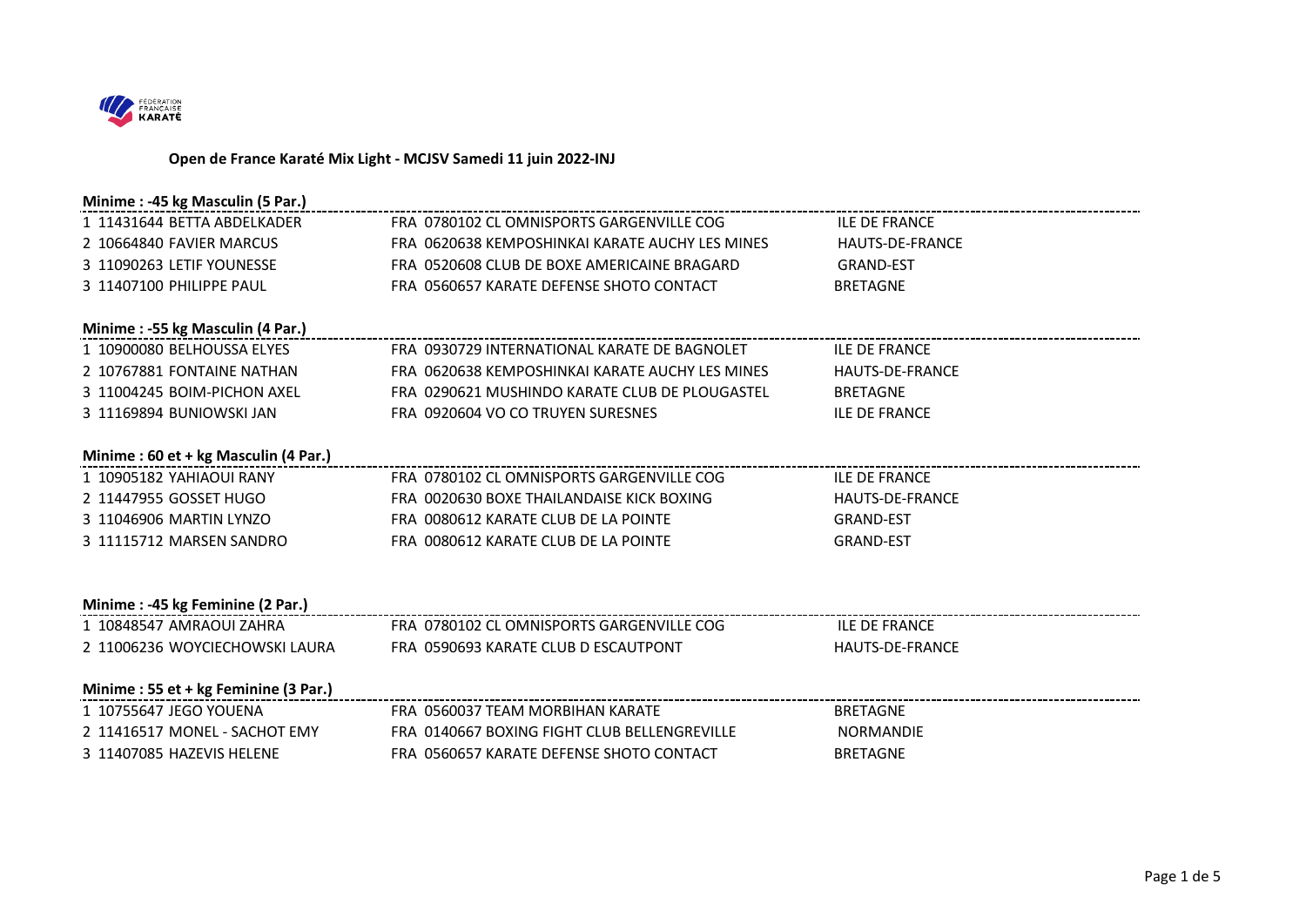# Open de France Karaté Mix Light - MCJSV Samedi 11 juin 2022-INJ

## Minime : -45 kg Masculin (5 Par.)

| | | | | | |
|---|---|---|---|---|---|
| 1 | 11431644 | BETTA ABDELKADER | FRA | 0780102 CL OMNISPORTS GARGENVILLE COG | ILE DE FRANCE |
| 2 | 10664840 | FAVIER MARCUS | FRA | 0620638 KEMPOSHINKAI KARATE AUCHY LES MINES | HAUTS-DE-FRANCE |
| 3 | 11090263 | LETIF YOUNESSE | FRA | 0520608 CLUB DE BOXE AMERICAINE BRAGARD | GRAND-EST |
| 3 | 11407100 | PHILIPPE PAUL | FRA | 0560657 KARATE DEFENSE SHOTO CONTACT | BRETAGNE |

## Minime : -55 kg Masculin (4 Par.)

| | | | | | |
|---|---|---|---|---|---|
| 1 | 10900080 | BELHOUSSA ELYES | FRA | 0930729 INTERNATIONAL KARATE DE BAGNOLET | ILE DE FRANCE |
| 2 | 10767881 | FONTAINE NATHAN | FRA | 0620638 KEMPOSHINKAI KARATE AUCHY LES MINES | HAUTS-DE-FRANCE |
| 3 | 11004245 | BOIM-PICHON AXEL | FRA | 0290621 MUSHINDO KARATE CLUB DE PLOUGASTEL | BRETAGNE |
| 3 | 11169894 | BUNIOWSKI JAN | FRA | 0920604 VO CO TRUYEN SURESNES | ILE DE FRANCE |

## Minime : 60 et + kg Masculin (4 Par.)

| | | | | | |
|---|---|---|---|---|---|
| 1 | 10905182 | YAHIAOUI RANY | FRA | 0780102 CL OMNISPORTS GARGENVILLE COG | ILE DE FRANCE |
| 2 | 11447955 | GOSSET HUGO | FRA | 0020630 BOXE THAILANDAISE KICK BOXING | HAUTS-DE-FRANCE |
| 3 | 11046906 | MARTIN LYNZO | FRA | 0080612 KARATE CLUB DE LA POINTE | GRAND-EST |
| 3 | 11115712 | MARSEN SANDRO | FRA | 0080612 KARATE CLUB DE LA POINTE | GRAND-EST |

## Minime : -45 kg Feminine (2 Par.)

| | | | | | |
|---|---|---|---|---|---|
| 1 | 10848547 | AMRAOUI ZAHRA | FRA | 0780102 CL OMNISPORTS GARGENVILLE COG | ILE DE FRANCE |
| 2 | 11006236 | WOYCIECHOWSKI LAURA | FRA | 0590693 KARATE CLUB D ESCAUTPONT | HAUTS-DE-FRANCE |

## Minime : 55 et + kg Feminine (3 Par.)

| | | | | | |
|---|---|---|---|---|---|
| 1 | 10755647 | JEGO YOUENA | FRA | 0560037 TEAM MORBIHAN KARATE | BRETAGNE |
| 2 | 11416517 | MONEL - SACHOT EMY | FRA | 0140667 BOXING FIGHT CLUB BELLENGREVILLE | NORMANDIE |
| 3 | 11407085 | HAZEVIS HELENE | FRA | 0560657 KARATE DEFENSE SHOTO CONTACT | BRETAGNE |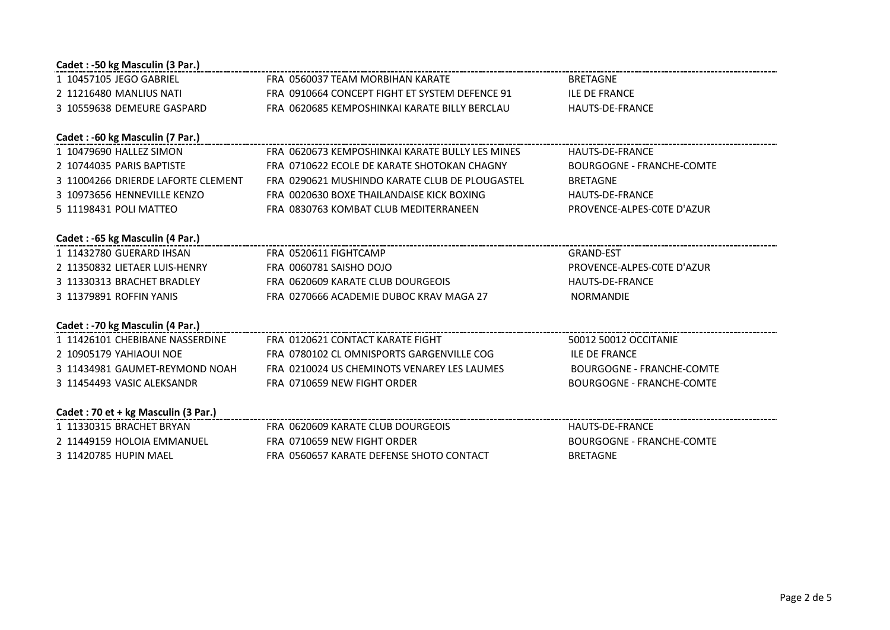**Cadet : -50 kg Masculin (3 Par.)**

| | | | |
|---|---|---|---|
| 1 | 10457105 JEGO GABRIEL | FRA 0560037 TEAM MORBIHAN KARATE | BRETAGNE |
| 2 | 11216480 MANLIUS NATI | FRA 0910664 CONCEPT FIGHT ET SYSTEM DEFENCE 91 | ILE DE FRANCE |
| 3 | 10559638 DEMEURE GASPARD | FRA 0620685 KEMPOSHINKAI KARATE BILLY BERCLAU | HAUTS-DE-FRANCE |

**Cadet : -60 kg Masculin (7 Par.)**

| | | | |
|---|---|---|---|
| 1 | 10479690 HALLEZ SIMON | FRA 0620673 KEMPOSHINKAI KARATE BULLY LES MINES | HAUTS-DE-FRANCE |
| 2 | 10744035 PARIS BAPTISTE | FRA 0710622 ECOLE DE KARATE SHOTOKAN CHAGNY | BOURGOGNE - FRANCHE-COMTE |
| 3 | 11004266 DRIERDE LAFORTE CLEMENT | FRA 0290621 MUSHINDO KARATE CLUB DE PLOUGASTEL | BRETAGNE |
| 3 | 10973656 HENNEVILLE KENZO | FRA 0020630 BOXE THAILANDAISE KICK BOXING | HAUTS-DE-FRANCE |
| 5 | 11198431 POLI MATTEO | FRA 0830763 KOMBAT CLUB MEDITERRANEEN | PROVENCE-ALPES-COTE D'AZUR |

**Cadet : -65 kg Masculin (4 Par.)**

| | | | |
|---|---|---|---|
| 1 | 11432780 GUERARD IHSAN | FRA 0520611 FIGHTCAMP | GRAND-EST |
| 2 | 11350832 LIETAER LUIS-HENRY | FRA 0060781 SAISHO DOJO | PROVENCE-ALPES-COTE D'AZUR |
| 3 | 11330313 BRACHET BRADLEY | FRA 0620609 KARATE CLUB DOURGEOIS | HAUTS-DE-FRANCE |
| 3 | 11379891 ROFFIN YANIS | FRA 0270666 ACADEMIE DUBOC KRAV MAGA 27 | NORMANDIE |

**Cadet : -70 kg Masculin (4 Par.)**

| | | | |
|---|---|---|---|
| 1 | 11426101 CHEBIBANE NASSERDINE | FRA 0120621 CONTACT KARATE FIGHT | 50012 50012 OCCITANIE |
| 2 | 10905179 YAHIAOUI NOE | FRA 0780102 CL OMNISPORTS GARGENVILLE COG | ILE DE FRANCE |
| 3 | 11434981 GAUMET-REYMOND NOAH | FRA 0210024 US CHEMINOTS VENAREY LES LAUMES | BOURGOGNE - FRANCHE-COMTE |
| 3 | 11454493 VASIC ALEKSANDR | FRA 0710659 NEW FIGHT ORDER | BOURGOGNE - FRANCHE-COMTE |

**Cadet : 70 et + kg Masculin (3 Par.)**

| | | | |
|---|---|---|---|
| 1 | 11330315 BRACHET BRYAN | FRA 0620609 KARATE CLUB DOURGEOIS | HAUTS-DE-FRANCE |
| 2 | 11449159 HOLOIA EMMANUEL | FRA 0710659 NEW FIGHT ORDER | BOURGOGNE - FRANCHE-COMTE |
| 3 | 11420785 HUPIN MAEL | FRA 0560657 KARATE DEFENSE SHOTO CONTACT | BRETAGNE |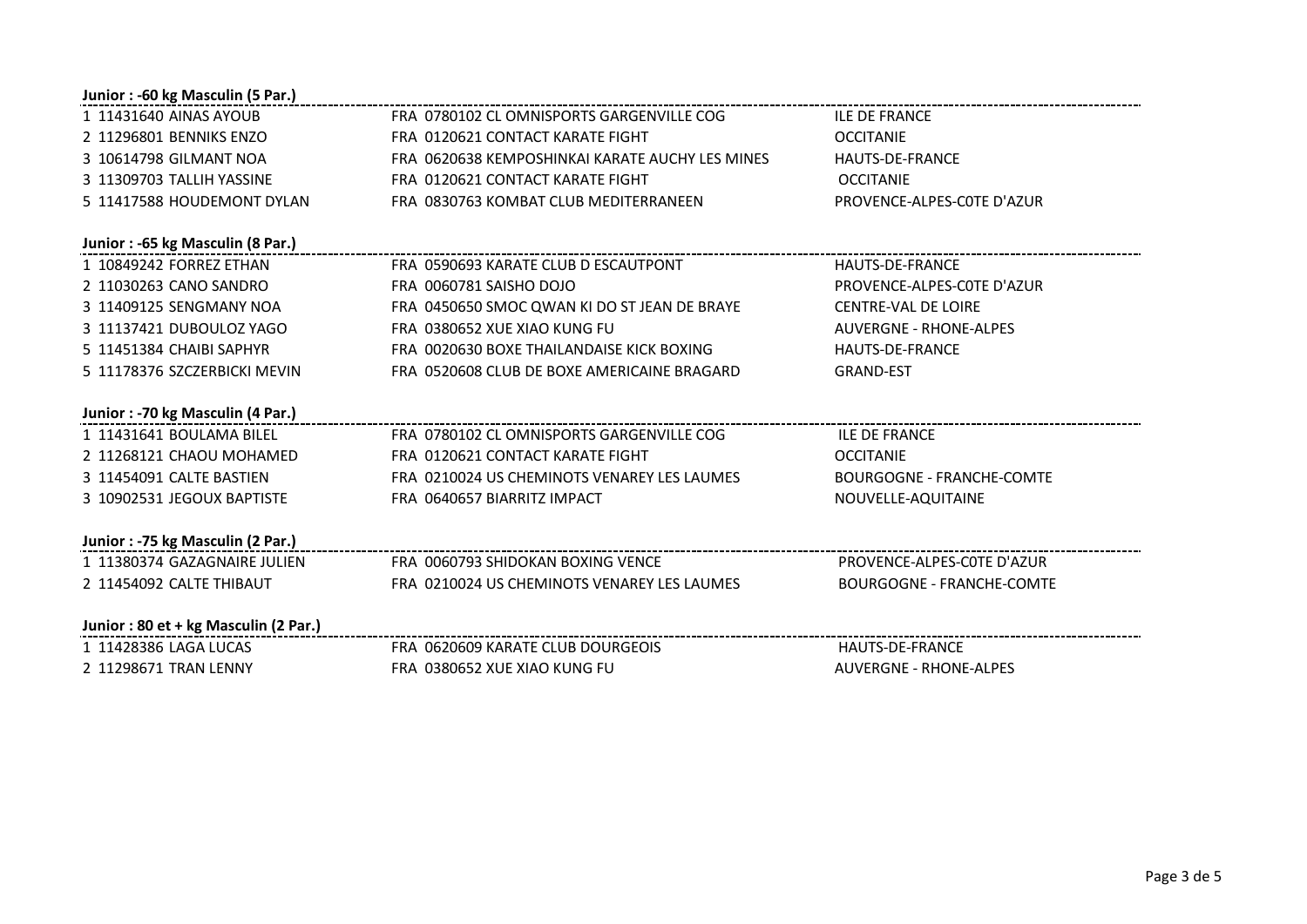**Junior : -60 kg Masculin (5 Par.)**

| | | | | |
|---|---|---|---|---|
| 1 | 11431640 AINAS AYOUB | FRA | 0780102 CL OMNISPORTS GARGENVILLE COG | ILE DE FRANCE |
| 2 | 11296801 BENNIKS ENZO | FRA | 0120621 CONTACT KARATE FIGHT | OCCITANIE |
| 3 | 10614798 GILMANT NOA | FRA | 0620638 KEMPOSHINKAI KARATE AUCHY LES MINES | HAUTS-DE-FRANCE |
| 3 | 11309703 TALLIH YASSINE | FRA | 0120621 CONTACT KARATE FIGHT | OCCITANIE |
| 5 | 11417588 HOUDEMONT DYLAN | FRA | 0830763 KOMBAT CLUB MEDITERRANEEN | PROVENCE-ALPES-C0TE D'AZUR |

**Junior : -65 kg Masculin (8 Par.)**

| | | | | |
|---|---|---|---|---|
| 1 | 10849242 FORREZ ETHAN | FRA | 0590693 KARATE CLUB D ESCAUTPONT | HAUTS-DE-FRANCE |
| 2 | 11030263 CANO SANDRO | FRA | 0060781 SAISHO DOJO | PROVENCE-ALPES-C0TE D'AZUR |
| 3 | 11409125 SENGMANY NOA | FRA | 0450650 SMOC QWAN KI DO ST JEAN DE BRAYE | CENTRE-VAL DE LOIRE |
| 3 | 11137421 DUBOULOZ YAGO | FRA | 0380652 XUE XIAO KUNG FU | AUVERGNE - RHONE-ALPES |
| 5 | 11451384 CHAIBI SAPHYR | FRA | 0020630 BOXE THAILANDAISE KICK BOXING | HAUTS-DE-FRANCE |
| 5 | 11178376 SZCZERBICKI MEVIN | FRA | 0520608 CLUB DE BOXE AMERICAINE BRAGARD | GRAND-EST |

**Junior : -70 kg Masculin (4 Par.)**

| | | | | |
|---|---|---|---|---|
| 1 | 11431641 BOULAMA BILEL | FRA | 0780102 CL OMNISPORTS GARGENVILLE COG | ILE DE FRANCE |
| 2 | 11268121 CHAOU MOHAMED | FRA | 0120621 CONTACT KARATE FIGHT | OCCITANIE |
| 3 | 11454091 CALTE BASTIEN | FRA | 0210024 US CHEMINOTS VENAREY LES LAUMES | BOURGOGNE - FRANCHE-COMTE |
| 3 | 10902531 JEGOUX BAPTISTE | FRA | 0640657 BIARRITZ IMPACT | NOUVELLE-AQUITAINE |

**Junior : -75 kg Masculin (2 Par.)**

| | | | | |
|---|---|---|---|---|
| 1 | 11380374 GAZAGNAIRE JULIEN | FRA | 0060793 SHIDOKAN BOXING VENCE | PROVENCE-ALPES-C0TE D'AZUR |
| 2 | 11454092 CALTE THIBAUT | FRA | 0210024 US CHEMINOTS VENAREY LES LAUMES | BOURGOGNE - FRANCHE-COMTE |

**Junior : 80 et + kg Masculin (2 Par.)**

| | | | | |
|---|---|---|---|---|
| 1 | 11428386 LAGA LUCAS | FRA | 0620609 KARATE CLUB DOURGEOIS | HAUTS-DE-FRANCE |
| 2 | 11298671 TRAN LENNY | FRA | 0380652 XUE XIAO KUNG FU | AUVERGNE - RHONE-ALPES |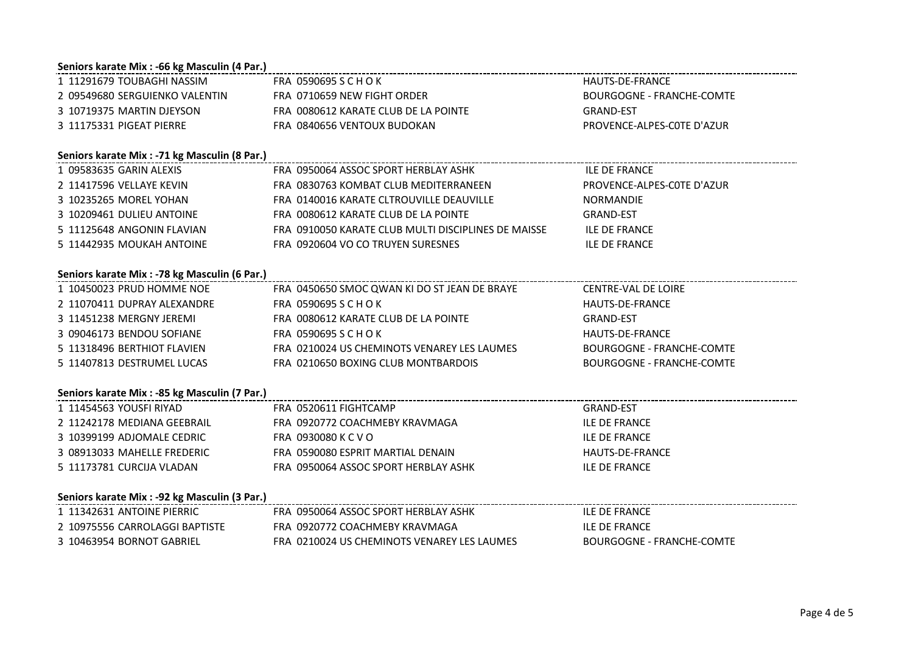**Seniors karate Mix : -66 kg Masculin (4 Par.)**

| | | | |
|---|---|---|---|
| 1 | 11291679 TOUBAGHI NASSIM | FRA 0590695 S C H O K | HAUTS-DE-FRANCE |
| 2 | 09549680 SERGUIENKO VALENTIN | FRA 0710659 NEW FIGHT ORDER | BOURGOGNE - FRANCHE-COMTE |
| 3 | 10719375 MARTIN DJEYSON | FRA 0080612 KARATE CLUB DE LA POINTE | GRAND-EST |
| 3 | 11175331 PIGEAT PIERRE | FRA 0840656 VENTOUX BUDOKAN | PROVENCE-ALPES-C0TE D'AZUR |

**Seniors karate Mix : -71 kg Masculin (8 Par.)**

| | | | |
|---|---|---|---|
| 1 | 09583635 GARIN ALEXIS | FRA 0950064 ASSOC SPORT HERBLAY ASHK | ILE DE FRANCE |
| 2 | 11417596 VELLAYE KEVIN | FRA 0830763 KOMBAT CLUB MEDITERRANEEN | PROVENCE-ALPES-C0TE D'AZUR |
| 3 | 10235265 MOREL YOHAN | FRA 0140016 KARATE CLTROUVILLE DEAUVILLE | NORMANDIE |
| 3 | 10209461 DULIEU ANTOINE | FRA 0080612 KARATE CLUB DE LA POINTE | GRAND-EST |
| 5 | 11125648 ANGONIN FLAVIAN | FRA 0910050 KARATE CLUB MULTI DISCIPLINES DE MAISSE | ILE DE FRANCE |
| 5 | 11442935 MOUKAH ANTOINE | FRA 0920604 VO CO TRUYEN SURESNES | ILE DE FRANCE |

**Seniors karate Mix : -78 kg Masculin (6 Par.)**

| | | | |
|---|---|---|---|
| 1 | 10450023 PRUD HOMME NOE | FRA 0450650 SMOC QWAN KI DO ST JEAN DE BRAYE | CENTRE-VAL DE LOIRE |
| 2 | 11070411 DUPRAY ALEXANDRE | FRA 0590695 S C H O K | HAUTS-DE-FRANCE |
| 3 | 11451238 MERGNY JEREMI | FRA 0080612 KARATE CLUB DE LA POINTE | GRAND-EST |
| 3 | 09046173 BENDOU SOFIANE | FRA 0590695 S C H O K | HAUTS-DE-FRANCE |
| 5 | 11318496 BERTHIOT FLAVIEN | FRA 0210024 US CHEMINOTS VENAREY LES LAUMES | BOURGOGNE - FRANCHE-COMTE |
| 5 | 11407813 DESTRUMEL LUCAS | FRA 0210650 BOXING CLUB MONTBARDOIS | BOURGOGNE - FRANCHE-COMTE |

**Seniors karate Mix : -85 kg Masculin (7 Par.)**

| | | | |
|---|---|---|---|
| 1 | 11454563 YOUSFI RIYAD | FRA 0520611 FIGHTCAMP | GRAND-EST |
| 2 | 11242178 MEDIANA GEEBRAIL | FRA 0920772 COACHMEBY KRAVMAGA | ILE DE FRANCE |
| 3 | 10399199 ADJOMALE CEDRIC | FRA 0930080 K C V O | ILE DE FRANCE |
| 3 | 08913033 MAHELLE FREDERIC | FRA 0590080 ESPRIT MARTIAL DENAIN | HAUTS-DE-FRANCE |
| 5 | 11173781 CURCIJA VLADAN | FRA 0950064 ASSOC SPORT HERBLAY ASHK | ILE DE FRANCE |

**Seniors karate Mix : -92 kg Masculin (3 Par.)**

| | | | |
|---|---|---|---|
| 1 | 11342631 ANTOINE PIERRIC | FRA 0950064 ASSOC SPORT HERBLAY ASHK | ILE DE FRANCE |
| 2 | 10975556 CARROLAGGI BAPTISTE | FRA 0920772 COACHMEBY KRAVMAGA | ILE DE FRANCE |
| 3 | 10463954 BORNOT GABRIEL | FRA 0210024 US CHEMINOTS VENAREY LES LAUMES | BOURGOGNE - FRANCHE-COMTE |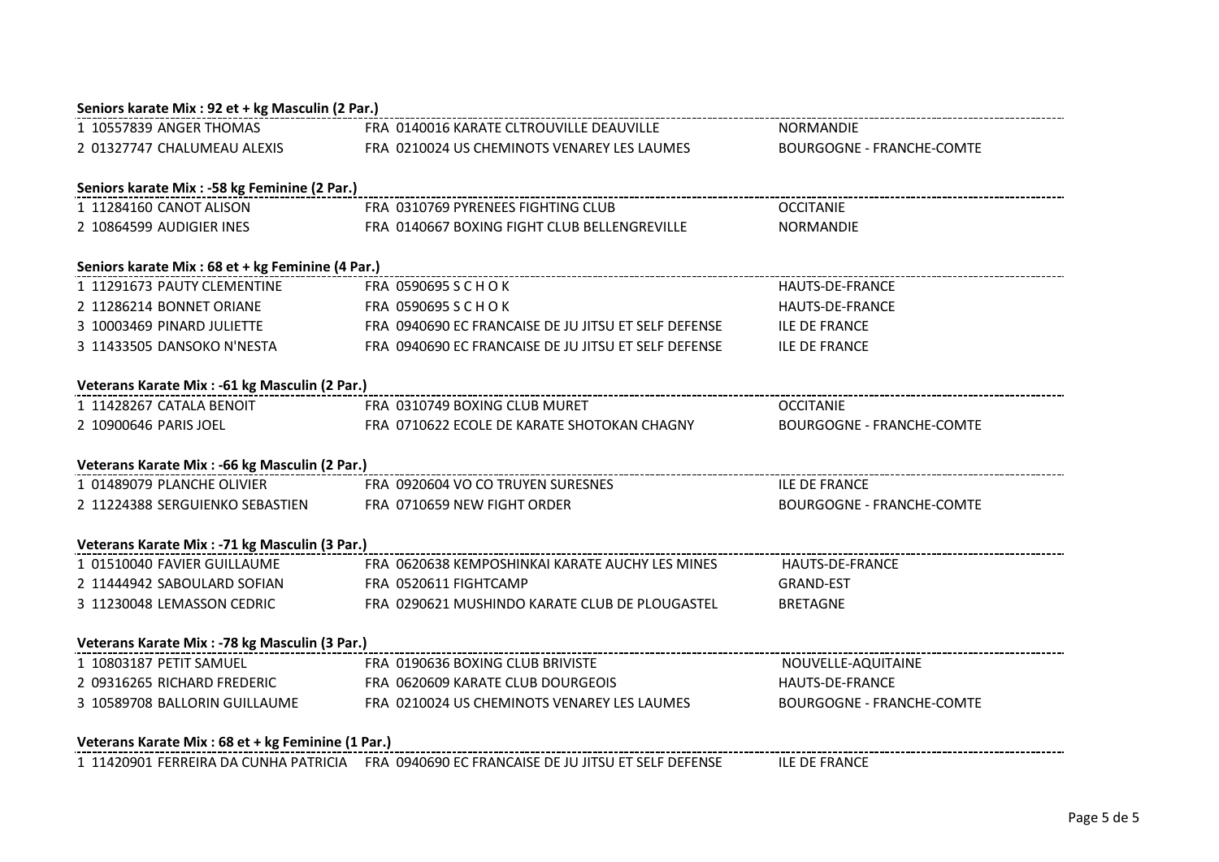**Seniors karate Mix : 92 et + kg Masculin (2 Par.)**

| | | | | | |
|---|---|---|---|---|---|
| 1 | 10557839 | ANGER THOMAS | FRA | 0140016 KARATE CLTROUVILLE DEAUVILLE | NORMANDIE |
| 2 | 01327747 | CHALUMEAU ALEXIS | FRA | 0210024 US CHEMINOTS VENAREY LES LAUMES | BOURGOGNE - FRANCHE-COMTE |

**Seniors karate Mix : -58 kg Feminine (2 Par.)**

| | | | | | |
|---|---|---|---|---|---|
| 1 | 11284160 | CANOT ALISON | FRA | 0310769 PYRENEES FIGHTING CLUB | OCCITANIE |
| 2 | 10864599 | AUDIGIER INES | FRA | 0140667 BOXING FIGHT CLUB BELLENGREVILLE | NORMANDIE |

**Seniors karate Mix : 68 et + kg Feminine (4 Par.)**

| | | | | | |
|---|---|---|---|---|---|
| 1 | 11291673 | PAUTY CLEMENTINE | FRA | 0590695 S C H O K | HAUTS-DE-FRANCE |
| 2 | 11286214 | BONNET ORIANE | FRA | 0590695 S C H O K | HAUTS-DE-FRANCE |
| 3 | 10003469 | PINARD JULIETTE | FRA | 0940690 EC FRANCAISE DE JU JITSU ET SELF DEFENSE | ILE DE FRANCE |
| 3 | 11433505 | DANSOKO N'NESTA | FRA | 0940690 EC FRANCAISE DE JU JITSU ET SELF DEFENSE | ILE DE FRANCE |

**Veterans Karate Mix : -61 kg Masculin (2 Par.)**

| | | | | | |
|---|---|---|---|---|---|
| 1 | 11428267 | CATALA BENOIT | FRA | 0310749 BOXING CLUB MURET | OCCITANIE |
| 2 | 10900646 | PARIS JOEL | FRA | 0710622 ECOLE DE KARATE SHOTOKAN CHAGNY | BOURGOGNE - FRANCHE-COMTE |

**Veterans Karate Mix : -66 kg Masculin (2 Par.)**

| | | | | | |
|---|---|---|---|---|---|
| 1 | 01489079 | PLANCHE OLIVIER | FRA | 0920604 VO CO TRUYEN SURESNES | ILE DE FRANCE |
| 2 | 11224388 | SERGUIENKO SEBASTIEN | FRA | 0710659 NEW FIGHT ORDER | BOURGOGNE - FRANCHE-COMTE |

**Veterans Karate Mix : -71 kg Masculin (3 Par.)**

| | | | | | |
|---|---|---|---|---|---|
| 1 | 01510040 | FAVIER GUILLAUME | FRA | 0620638 KEMPOSHINKAI KARATE AUCHY LES MINES | HAUTS-DE-FRANCE |
| 2 | 11444942 | SABOULARD SOFIAN | FRA | 0520611 FIGHTCAMP | GRAND-EST |
| 3 | 11230048 | LEMASSON CEDRIC | FRA | 0290621 MUSHINDO KARATE CLUB DE PLOUGASTEL | BRETAGNE |

**Veterans Karate Mix : -78 kg Masculin (3 Par.)**

| | | | | | |
|---|---|---|---|---|---|
| 1 | 10803187 | PETIT SAMUEL | FRA | 0190636 BOXING CLUB BRIVISTE | NOUVELLE-AQUITAINE |
| 2 | 09316265 | RICHARD FREDERIC | FRA | 0620609 KARATE CLUB DOURGEOIS | HAUTS-DE-FRANCE |
| 3 | 10589708 | BALLORIN GUILLAUME | FRA | 0210024 US CHEMINOTS VENAREY LES LAUMES | BOURGOGNE - FRANCHE-COMTE |

**Veterans Karate Mix : 68 et + kg Feminine (1 Par.)**

| | | | | | |
|---|---|---|---|---|---|
| 1 | 11420901 | FERREIRA DA CUNHA PATRICIA | FRA | 0940690 EC FRANCAISE DE JU JITSU ET SELF DEFENSE | ILE DE FRANCE |